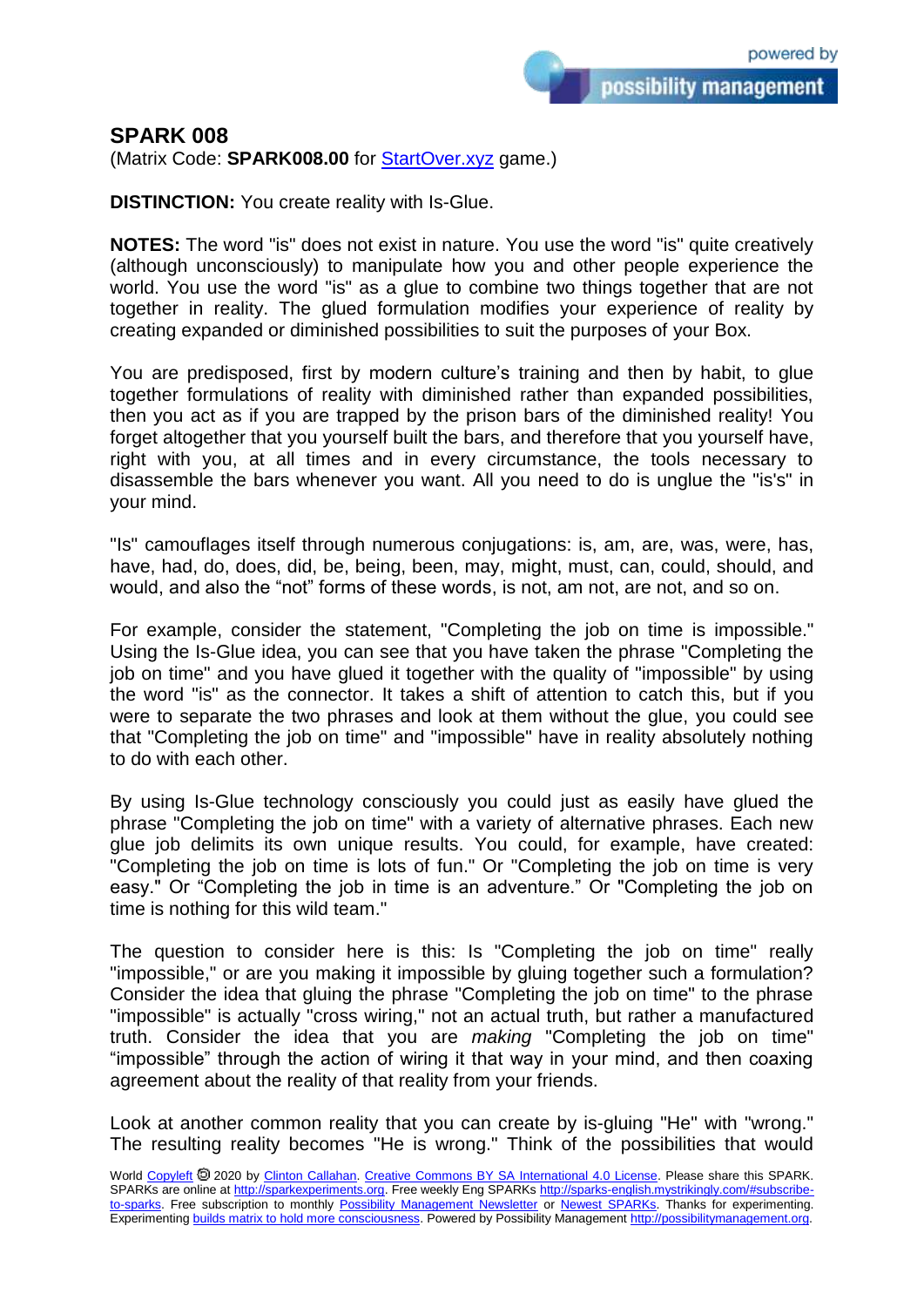## SPARK 008

(Matrix Code: **SPARK008.00** for [StartOver.xyz](StartOver.xyz) game.)

**DISTINCTION:** You create reality with Is-Glue.

**NOTES:** The word "is" does not exist in nature. You use the word "is" quite creatively (although unconsciously) to manipulate how you and other people experience the world. You use the word "is" as a glue to combine two things together that are not together in reality. The glued formulation modifies your experience of reality by creating expanded or diminished possibilities to suit the purposes of your Box.

You are predisposed, first by modern culture's training and then by habit, to glue together formulations of reality with diminished rather than expanded possibilities, then you act as if you are trapped by the prison bars of the diminished reality! You forget altogether that you yourself built the bars, and therefore that you yourself have, right with you, at all times and in every circumstance, the tools necessary to disassemble the bars whenever you want. All you need to do is unglue the "is's" in your mind.

"Is" camouflages itself through numerous conjugations: is, am, are, was, were, has, have, had, do, does, did, be, being, been, may, might, must, can, could, should, and would, and also the "not" forms of these words, is not, am not, are not, and so on.

For example, consider the statement, "Completing the job on time is impossible." Using the Is-Glue idea, you can see that you have taken the phrase "Completing the job on time" and you have glued it together with the quality of "impossible" by using the word "is" as the connector. It takes a shift of attention to catch this, but if you were to separate the two phrases and look at them without the glue, you could see that "Completing the job on time" and "impossible" have in reality absolutely nothing to do with each other.

By using Is-Glue technology consciously you could just as easily have glued the phrase "Completing the job on time" with a variety of alternative phrases. Each new glue job delimits its own unique results. You could, for example, have created: "Completing the job on time is lots of fun." Or "Completing the job on time is very easy." Or "Completing the job in time is an adventure." Or "Completing the job on time is nothing for this wild team."

The question to consider here is this: Is "Completing the job on time" really "impossible," or are you making it impossible by gluing together such a formulation? Consider the idea that gluing the phrase "Completing the job on time" to the phrase "impossible" is actually "cross wiring," not an actual truth, but rather a manufactured truth. Consider the idea that you are *making* "Completing the job on time" "impossible" through the action of wiring it that way in your mind, and then coaxing agreement about the reality of that reality from your friends.

Look at another common reality that you can create by is-gluing "He" with "wrong." The resulting reality becomes "He is wrong." Think of the possibilities that would

World [Copyleft](Copyleft) 🄯 2020 by [Clinton Callahan](Clinton Callahan). [Creative Commons BY SA International 4.0 License](Creative Commons BY SA International 4.0 License). Please share this SPARK. SPARKs are online at [http://sparkexperiments.org](http://sparkexperiments.org). Free weekly Eng SPARKs [http://sparks-english.mystrikingly.com/#subscribe-to-sparks](http://sparks-english.mystrikingly.com/#subscribe-to-sparks). Free subscription to monthly [Possibility Management Newsletter](Possibility Management Newsletter) or [Newest SPARKs](Newest SPARKs). Thanks for experimenting. Experimenting [builds matrix to hold more consciousness](builds matrix to hold more consciousness). Powered by Possibility Management [http://possibilitymanagement.org](http://possibilitymanagement.org).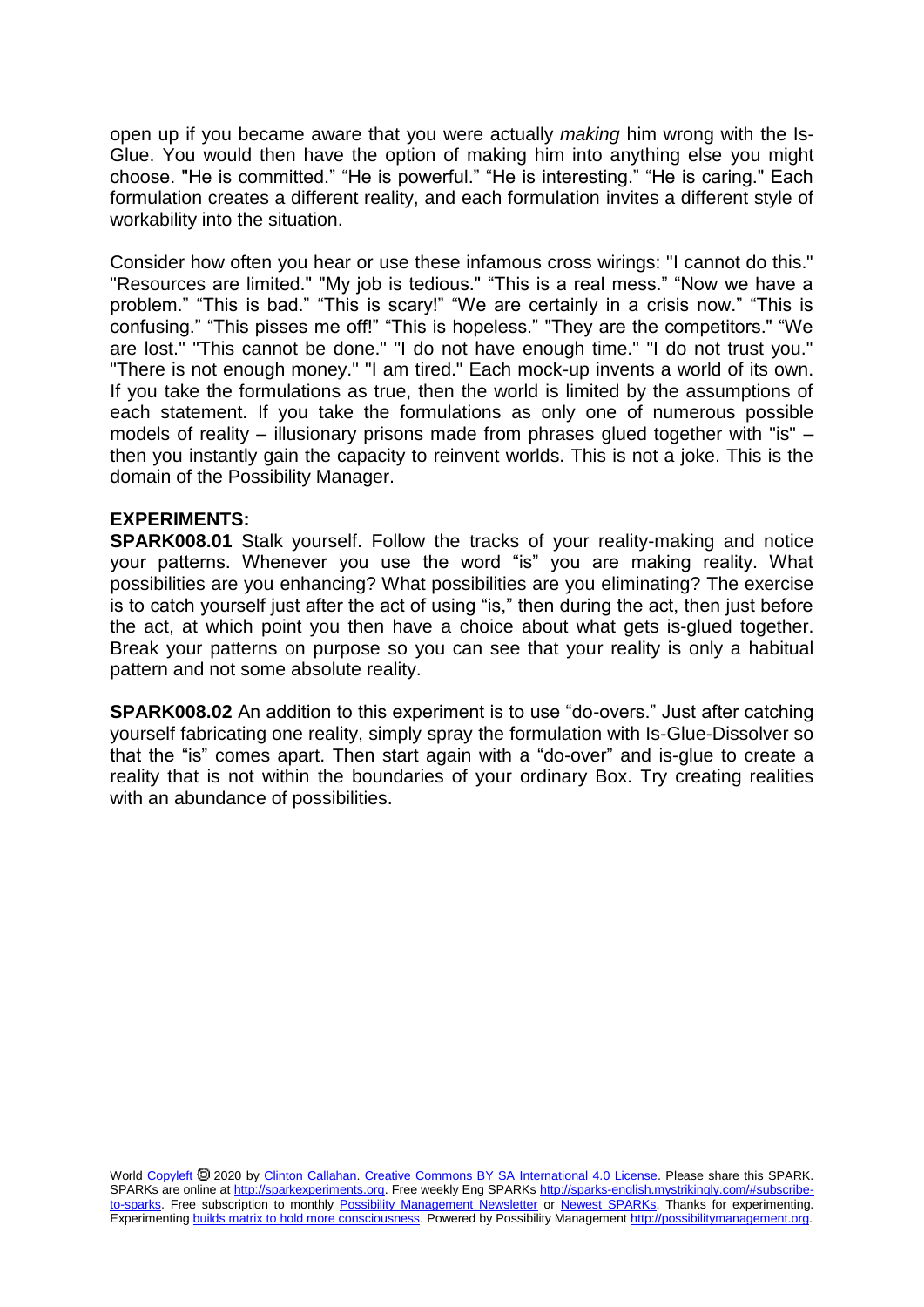open up if you became aware that you were actually *making* him wrong with the Is-Glue. You would then have the option of making him into anything else you might choose. "He is committed." "He is powerful." "He is interesting." "He is caring." Each formulation creates a different reality, and each formulation invites a different style of workability into the situation.

Consider how often you hear or use these infamous cross wirings: "I cannot do this." "Resources are limited." "My job is tedious." "This is a real mess." "Now we have a problem." "This is bad." "This is scary!" "We are certainly in a crisis now." "This is confusing." "This pisses me off!" "This is hopeless." "They are the competitors." "We are lost." "This cannot be done." "I do not have enough time." "I do not trust you." "There is not enough money." "I am tired." Each mock-up invents a world of its own. If you take the formulations as true, then the world is limited by the assumptions of each statement. If you take the formulations as only one of numerous possible models of reality – illusionary prisons made from phrases glued together with "is" – then you instantly gain the capacity to reinvent worlds. This is not a joke. This is the domain of the Possibility Manager.

**EXPERIMENTS:**

**SPARK008.01** Stalk yourself. Follow the tracks of your reality-making and notice your patterns. Whenever you use the word "is" you are making reality. What possibilities are you enhancing? What possibilities are you eliminating? The exercise is to catch yourself just after the act of using "is," then during the act, then just before the act, at which point you then have a choice about what gets is-glued together. Break your patterns on purpose so you can see that your reality is only a habitual pattern and not some absolute reality.

**SPARK008.02** An addition to this experiment is to use "do-overs." Just after catching yourself fabricating one reality, simply spray the formulation with Is-Glue-Dissolver so that the "is" comes apart. Then start again with a "do-over" and is-glue to create a reality that is not within the boundaries of your ordinary Box. Try creating realities with an abundance of possibilities.

World Copyleft 🄯 2020 by Clinton Callahan. Creative Commons BY SA International 4.0 License. Please share this SPARK. SPARKs are online at http://sparkexperiments.org. Free weekly Eng SPARKs http://sparks-english.mystrikingly.com/#subscribe-to-sparks. Free subscription to monthly Possibility Management Newsletter or Newest SPARKs. Thanks for experimenting. Experimenting builds matrix to hold more consciousness. Powered by Possibility Management http://possibilitymanagement.org.